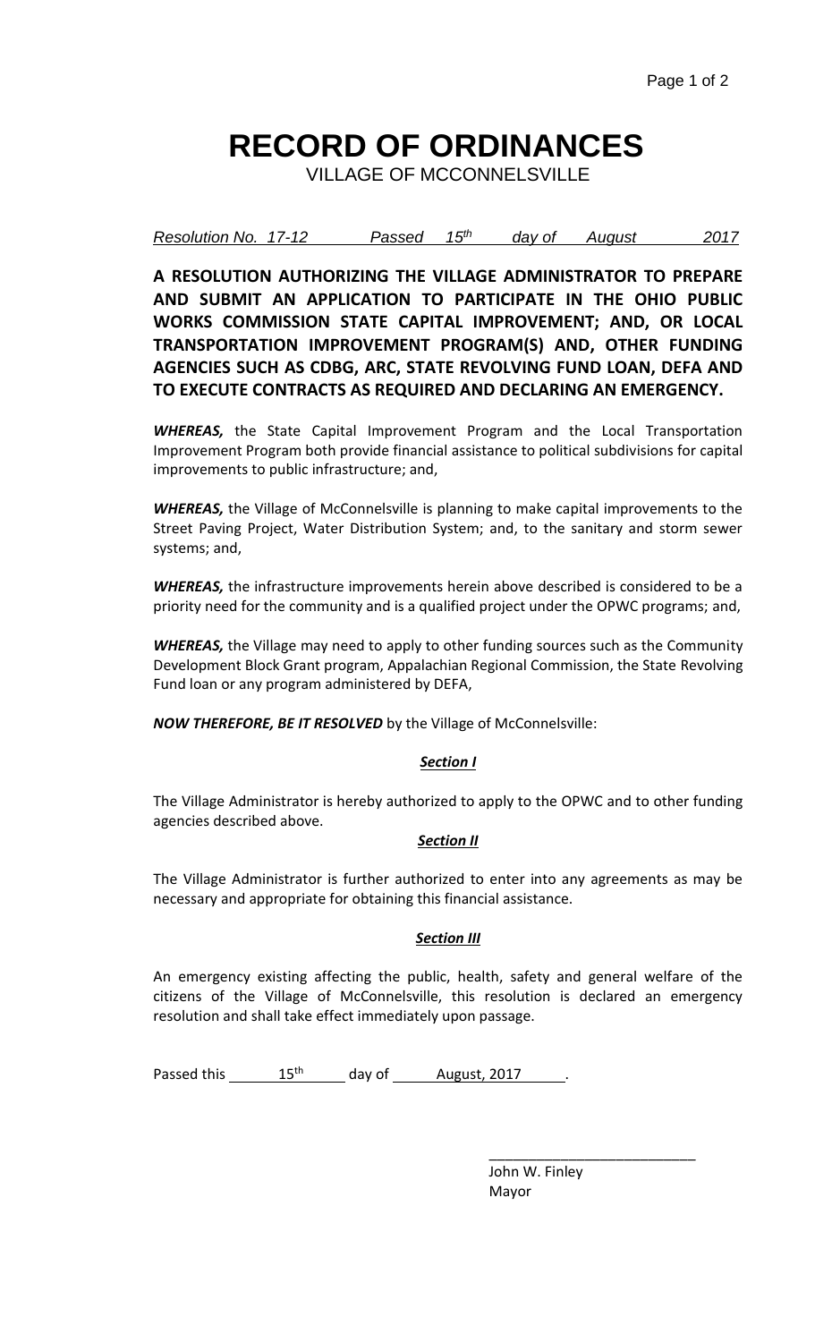# RECORD OF ORDINANCES

VILLAGE OF MCCONNELSVILLE

*Resolution No. 17-12 Passed 15th day of August 2017*

**A RESOLUTION AUTHORIZING THE VILLAGE ADMINISTRATOR TO PREPARE AND SUBMIT AN APPLICATION TO PARTICIPATE IN THE OHIO PUBLIC WORKS COMMISSION STATE CAPITAL IMPROVEMENT; AND, OR LOCAL TRANSPORTATION IMPROVEMENT PROGRAM(S) AND, OTHER FUNDING AGENCIES SUCH AS CDBG, ARC, STATE REVOLVING FUND LOAN, DEFA AND TO EXECUTE CONTRACTS AS REQUIRED AND DECLARING AN EMERGENCY.**

***WHEREAS,*** the State Capital Improvement Program and the Local Transportation Improvement Program both provide financial assistance to political subdivisions for capital improvements to public infrastructure; and,

***WHEREAS,*** the Village of McConnelsville is planning to make capital improvements to the Street Paving Project, Water Distribution System; and, to the sanitary and storm sewer systems; and,

***WHEREAS,*** the infrastructure improvements herein above described is considered to be a priority need for the community and is a qualified project under the OPWC programs; and,

***WHEREAS,*** the Village may need to apply to other funding sources such as the Community Development Block Grant program, Appalachian Regional Commission, the State Revolving Fund loan or any program administered by DEFA,

***NOW THEREFORE, BE IT RESOLVED*** by the Village of McConnelsville:

***Section I***

The Village Administrator is hereby authorized to apply to the OPWC and to other funding agencies described above.

***Section II***

The Village Administrator is further authorized to enter into any agreements as may be necessary and appropriate for obtaining this financial assistance.

***Section III***

An emergency existing affecting the public, health, safety and general welfare of the citizens of the Village of McConnelsville, this resolution is declared an emergency resolution and shall take effect immediately upon passage.

Passed this 15th day of August, 2017.

\_\_\_\_\_\_\_\_\_\_\_\_\_\_\_\_\_\_\_\_\_\_\_\_\_\_

John W. Finley
Mayor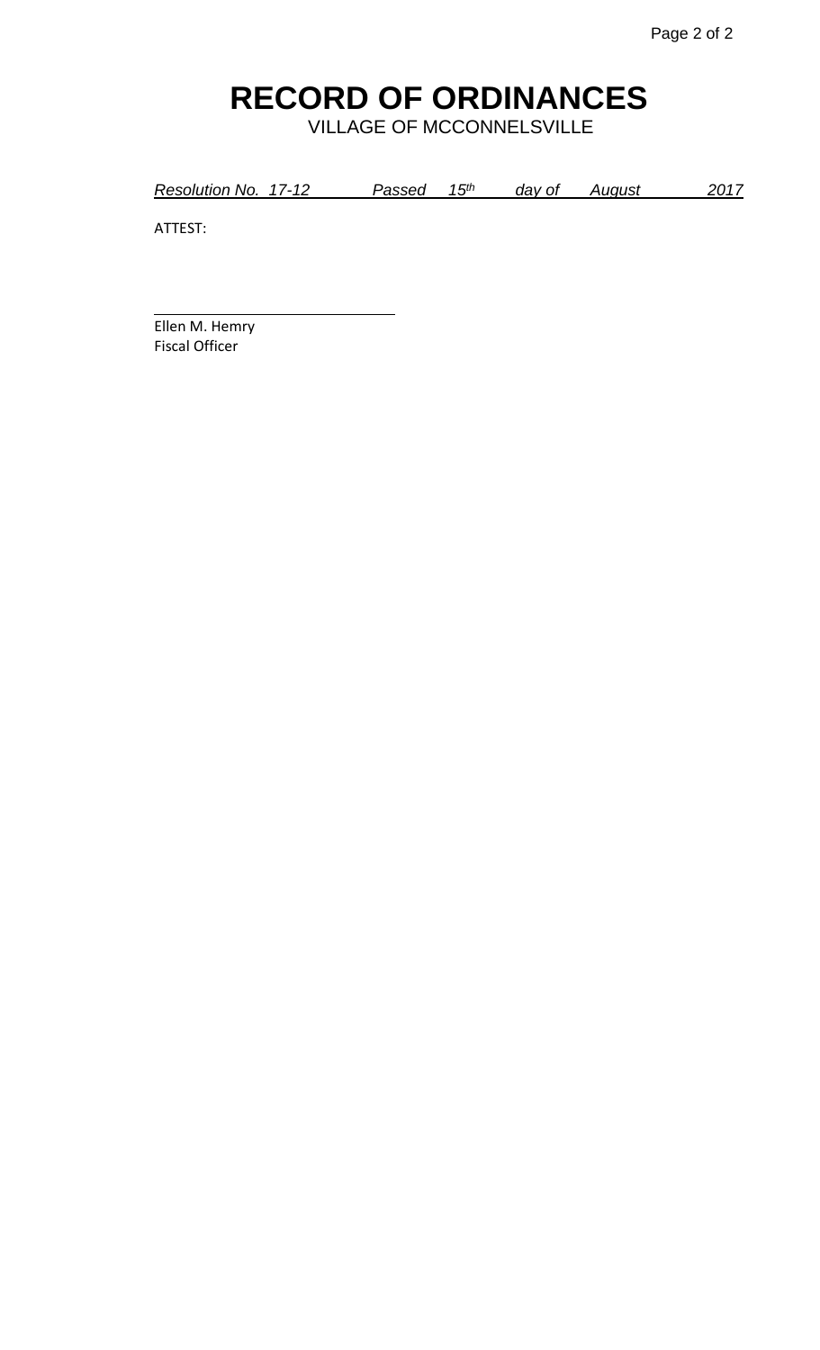# RECORD OF ORDINANCES

VILLAGE OF MCCONNELSVILLE

*Resolution No. 17-12 Passed 15th day of August 2017*

ATTEST:

_______________________________

Ellen M. Hemry
Fiscal Officer